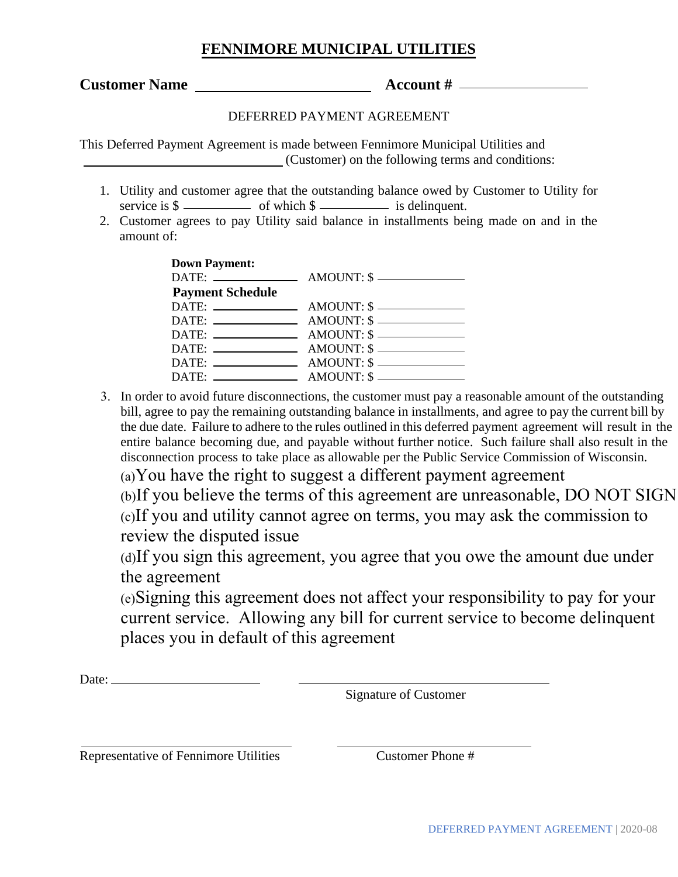# FENNIMORE MUNICIPAL UTILITIES

**Customer Name** \_\_\_\_\_\_\_\_\_\_\_\_\_\_\_\_\_\_\_\_\_\_\_\_ **Account #** \_\_\_\_\_\_\_\_\_\_\_\_\_\_\_\_\_

DEFERRED PAYMENT AGREEMENT

This Deferred Payment Agreement is made between Fennimore Municipal Utilities and \_\_\_\_\_\_\_\_\_\_\_\_\_\_\_\_\_\_\_\_\_\_\_\_\_\_\_\_ (Customer) on the following terms and conditions:

1. Utility and customer agree that the outstanding balance owed by Customer to Utility for service is $ \_\_\_\_\_\_\_\_\_ of which $ \_\_\_\_\_\_\_\_\_ is delinquent.
2. Customer agrees to pay Utility said balance in installments being made on and in the amount of:

   **Down Payment:**
   DATE: \_\_\_\_\_\_\_\_\_\_\_ AMOUNT: $ \_\_\_\_\_\_\_\_\_\_\_
   **Payment Schedule**
   DATE: \_\_\_\_\_\_\_\_\_\_\_ AMOUNT: $ \_\_\_\_\_\_\_\_\_\_\_
   DATE: \_\_\_\_\_\_\_\_\_\_\_ AMOUNT: $ \_\_\_\_\_\_\_\_\_\_\_
   DATE: \_\_\_\_\_\_\_\_\_\_\_ AMOUNT: $ \_\_\_\_\_\_\_\_\_\_\_
   DATE: \_\_\_\_\_\_\_\_\_\_\_ AMOUNT: $ \_\_\_\_\_\_\_\_\_\_\_
   DATE: \_\_\_\_\_\_\_\_\_\_\_ AMOUNT: $ \_\_\_\_\_\_\_\_\_\_\_
   DATE: \_\_\_\_\_\_\_\_\_\_\_ AMOUNT: $ \_\_\_\_\_\_\_\_\_\_\_

3. In order to avoid future disconnections, the customer must pay a reasonable amount of the outstanding bill, agree to pay the remaining outstanding balance in installments, and agree to pay the current bill by the due date. Failure to adhere to the rules outlined in this deferred payment agreement will result in the entire balance becoming due, and payable without further notice. Such failure shall also result in the disconnection process to take place as allowable per the Public Service Commission of Wisconsin.
   (a)You have the right to suggest a different payment agreement
   (b)If you believe the terms of this agreement are unreasonable, DO NOT SIGN
   (c)If you and utility cannot agree on terms, you may ask the commission to review the disputed issue
   (d)If you sign this agreement, you agree that you owe the amount due under the agreement
   (e)Signing this agreement does not affect your responsibility to pay for your current service. Allowing any bill for current service to become delinquent places you in default of this agreement

Date: \_\_\_\_\_\_\_\_\_\_\_\_\_\_\_\_\_\_ \_\_\_\_\_\_\_\_\_\_\_\_\_\_\_\_\_\_\_\_\_\_\_\_\_\_\_\_\_\_
Signature of Customer

\_\_\_\_\_\_\_\_\_\_\_\_\_\_\_\_\_\_\_\_\_\_\_\_\_\_\_ \_\_\_\_\_\_\_\_\_\_\_\_\_\_\_\_\_\_\_\_\_\_\_\_\_
Representative of Fennimore Utilities Customer Phone #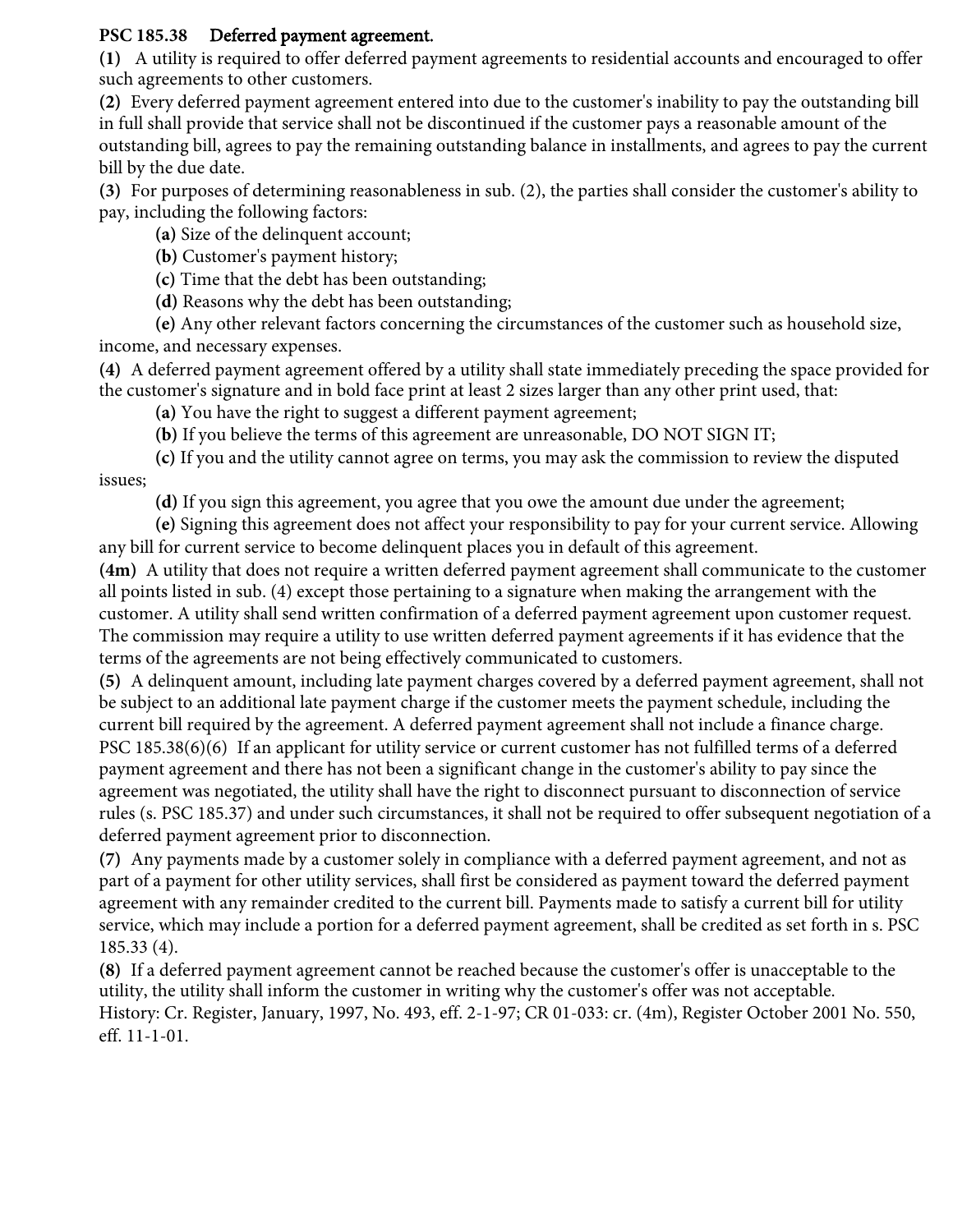**PSC 185.38 Deferred payment agreement.**

**(1)** A utility is required to offer deferred payment agreements to residential accounts and encouraged to offer such agreements to other customers.

**(2)** Every deferred payment agreement entered into due to the customer's inability to pay the outstanding bill in full shall provide that service shall not be discontinued if the customer pays a reasonable amount of the outstanding bill, agrees to pay the remaining outstanding balance in installments, and agrees to pay the current bill by the due date.

**(3)** For purposes of determining reasonableness in sub. (2), the parties shall consider the customer's ability to pay, including the following factors:

**(a)** Size of the delinquent account;

**(b)** Customer's payment history;

**(c)** Time that the debt has been outstanding;

**(d)** Reasons why the debt has been outstanding;

**(e)** Any other relevant factors concerning the circumstances of the customer such as household size, income, and necessary expenses.

**(4)** A deferred payment agreement offered by a utility shall state immediately preceding the space provided for the customer's signature and in bold face print at least 2 sizes larger than any other print used, that:

**(a)** You have the right to suggest a different payment agreement;

**(b)** If you believe the terms of this agreement are unreasonable, DO NOT SIGN IT;

**(c)** If you and the utility cannot agree on terms, you may ask the commission to review the disputed issues;

**(d)** If you sign this agreement, you agree that you owe the amount due under the agreement;

**(e)** Signing this agreement does not affect your responsibility to pay for your current service. Allowing any bill for current service to become delinquent places you in default of this agreement.

**(4m)** A utility that does not require a written deferred payment agreement shall communicate to the customer all points listed in sub. (4) except those pertaining to a signature when making the arrangement with the customer. A utility shall send written confirmation of a deferred payment agreement upon customer request. The commission may require a utility to use written deferred payment agreements if it has evidence that the terms of the agreements are not being effectively communicated to customers.

**(5)** A delinquent amount, including late payment charges covered by a deferred payment agreement, shall not be subject to an additional late payment charge if the customer meets the payment schedule, including the current bill required by the agreement. A deferred payment agreement shall not include a finance charge.

PSC 185.38(6)(6) If an applicant for utility service or current customer has not fulfilled terms of a deferred payment agreement and there has not been a significant change in the customer's ability to pay since the agreement was negotiated, the utility shall have the right to disconnect pursuant to disconnection of service rules (s. PSC 185.37) and under such circumstances, it shall not be required to offer subsequent negotiation of a deferred payment agreement prior to disconnection.

**(7)** Any payments made by a customer solely in compliance with a deferred payment agreement, and not as part of a payment for other utility services, shall first be considered as payment toward the deferred payment agreement with any remainder credited to the current bill. Payments made to satisfy a current bill for utility service, which may include a portion for a deferred payment agreement, shall be credited as set forth in s. PSC 185.33 (4).

**(8)** If a deferred payment agreement cannot be reached because the customer's offer is unacceptable to the utility, the utility shall inform the customer in writing why the customer's offer was not acceptable.

History: Cr. Register, January, 1997, No. 493, eff. 2-1-97; CR 01-033: cr. (4m), Register October 2001 No. 550, eff. 11-1-01.